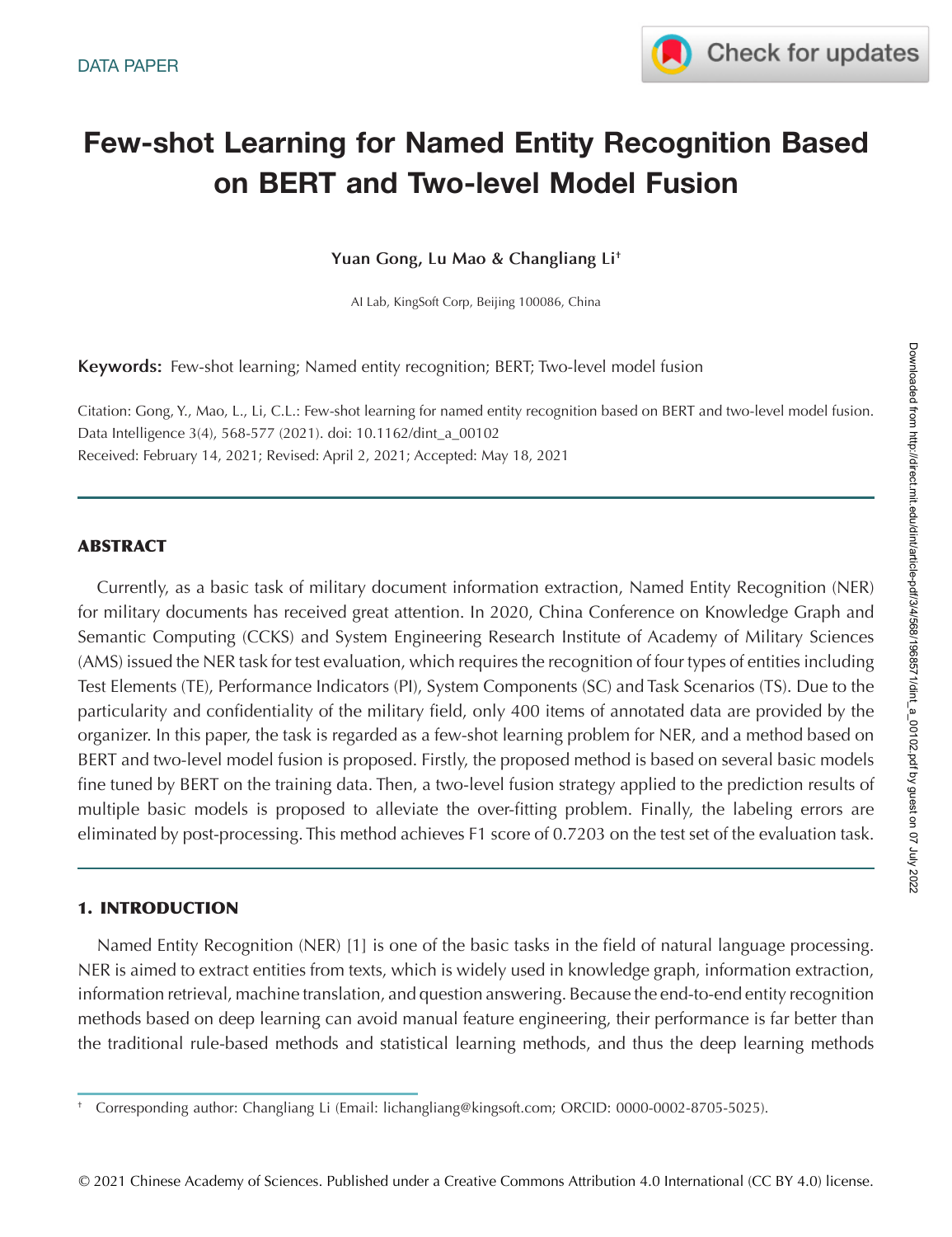DATA PAPER

# Few-shot Learning for Named Entity Recognition Based on BERT and Two-level Model Fusion

**Yuan Gong, Lu Mao & Changliang Li[†]**

AI Lab, KingSoft Corp, Beijing 100086, China

**Keywords:** Few-shot learning; Named entity recognition; BERT; Two-level model fusion

Citation: Gong, Y., Mao, L., Li, C.L.: Few-shot learning for named entity recognition based on BERT and two-level model fusion. Data Intelligence 3(4), 568-577 (2021). doi: 10.1162/dint_a_00102

Received: February 14, 2021; Revised: April 2, 2021; Accepted: May 18, 2021

## ABSTRACT

Currently, as a basic task of military document information extraction, Named Entity Recognition (NER) for military documents has received great attention. In 2020, China Conference on Knowledge Graph and Semantic Computing (CCKS) and System Engineering Research Institute of Academy of Military Sciences (AMS) issued the NER task for test evaluation, which requires the recognition of four types of entities including Test Elements (TE), Performance Indicators (PI), System Components (SC) and Task Scenarios (TS). Due to the particularity and confidentiality of the military field, only 400 items of annotated data are provided by the organizer. In this paper, the task is regarded as a few-shot learning problem for NER, and a method based on BERT and two-level model fusion is proposed. Firstly, the proposed method is based on several basic models fine tuned by BERT on the training data. Then, a two-level fusion strategy applied to the prediction results of multiple basic models is proposed to alleviate the over-fitting problem. Finally, the labeling errors are eliminated by post-processing. This method achieves F1 score of 0.7203 on the test set of the evaluation task.

## 1. INTRODUCTION

Named Entity Recognition (NER) [1] is one of the basic tasks in the field of natural language processing. NER is aimed to extract entities from texts, which is widely used in knowledge graph, information extraction, information retrieval, machine translation, and question answering. Because the end-to-end entity recognition methods based on deep learning can avoid manual feature engineering, their performance is far better than the traditional rule-based methods and statistical learning methods, and thus the deep learning methods

[†] Corresponding author: Changliang Li (Email: lichangliang@kingsoft.com; ORCID: 0000-0002-8705-5025).

© 2021 Chinese Academy of Sciences. Published under a Creative Commons Attribution 4.0 International (CC BY 4.0) license.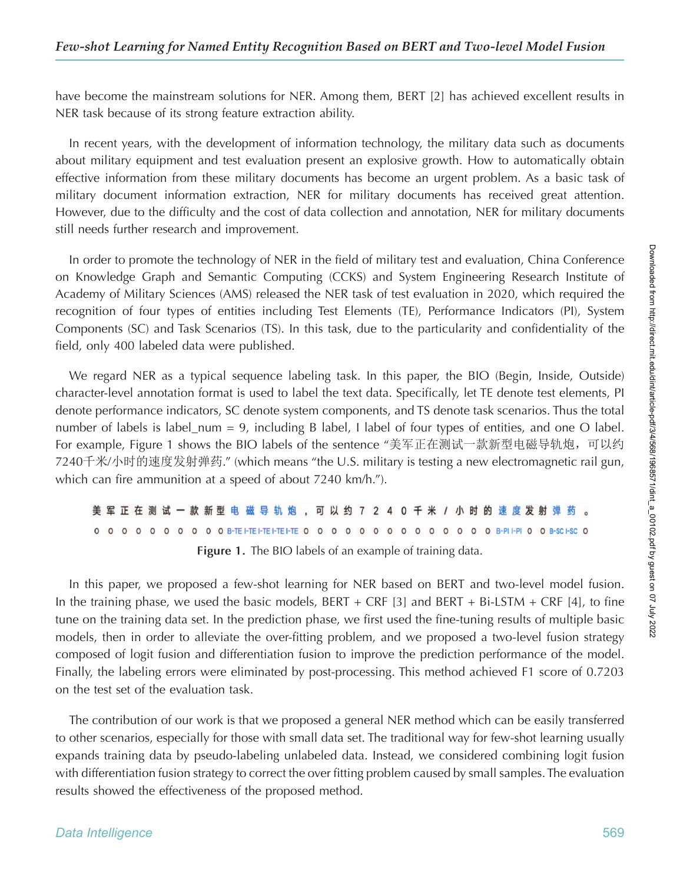have become the mainstream solutions for NER. Among them, BERT [2] has achieved excellent results in NER task because of its strong feature extraction ability.

In recent years, with the development of information technology, the military data such as documents about military equipment and test evaluation present an explosive growth. How to automatically obtain effective information from these military documents has become an urgent problem. As a basic task of military document information extraction, NER for military documents has received great attention. However, due to the difficulty and the cost of data collection and annotation, NER for military documents still needs further research and improvement.

In order to promote the technology of NER in the field of military test and evaluation, China Conference on Knowledge Graph and Semantic Computing (CCKS) and System Engineering Research Institute of Academy of Military Sciences (AMS) released the NER task of test evaluation in 2020, which required the recognition of four types of entities including Test Elements (TE), Performance Indicators (PI), System Components (SC) and Task Scenarios (TS). In this task, due to the particularity and confidentiality of the field, only 400 labeled data were published.

We regard NER as a typical sequence labeling task. In this paper, the BIO (Begin, Inside, Outside) character-level annotation format is used to label the text data. Specifically, let TE denote test elements, PI denote performance indicators, SC denote system components, and TS denote task scenarios. Thus the total number of labels is label_num = 9, including B label, I label of four types of entities, and one O label. For example, Figure 1 shows the BIO labels of the sentence “美军正在测试一款新型电磁导轨炮，可以约7240千米/小时的速度发射弹药.” (which means “the U.S. military is testing a new electromagnetic rail gun, which can fire ammunition at a speed of about 7240 km/h.”).

美 军 正 在 测 试 一 款 新 型 电 磁 导 轨 炮 ， 可 以 约 7 2 4 0 千 米 / 小 时 的 速 度 发 射 弹 药 。

O O O O O O O O O O B-TE I-TE I-TE I-TE I-TE O O O O O O O O O O O O O O B-PI I-PI O O B-SC I-SC O

**Figure 1.** The BIO labels of an example of training data.

In this paper, we proposed a few-shot learning for NER based on BERT and two-level model fusion. In the training phase, we used the basic models, BERT + CRF [3] and BERT + Bi-LSTM + CRF [4], to fine tune on the training data set. In the prediction phase, we first used the fine-tuning results of multiple basic models, then in order to alleviate the over-fitting problem, and we proposed a two-level fusion strategy composed of logit fusion and differentiation fusion to improve the prediction performance of the model. Finally, the labeling errors were eliminated by post-processing. This method achieved F1 score of 0.7203 on the test set of the evaluation task.

The contribution of our work is that we proposed a general NER method which can be easily transferred to other scenarios, especially for those with small data set. The traditional way for few-shot learning usually expands training data by pseudo-labeling unlabeled data. Instead, we considered combining logit fusion with differentiation fusion strategy to correct the over fitting problem caused by small samples. The evaluation results showed the effectiveness of the proposed method.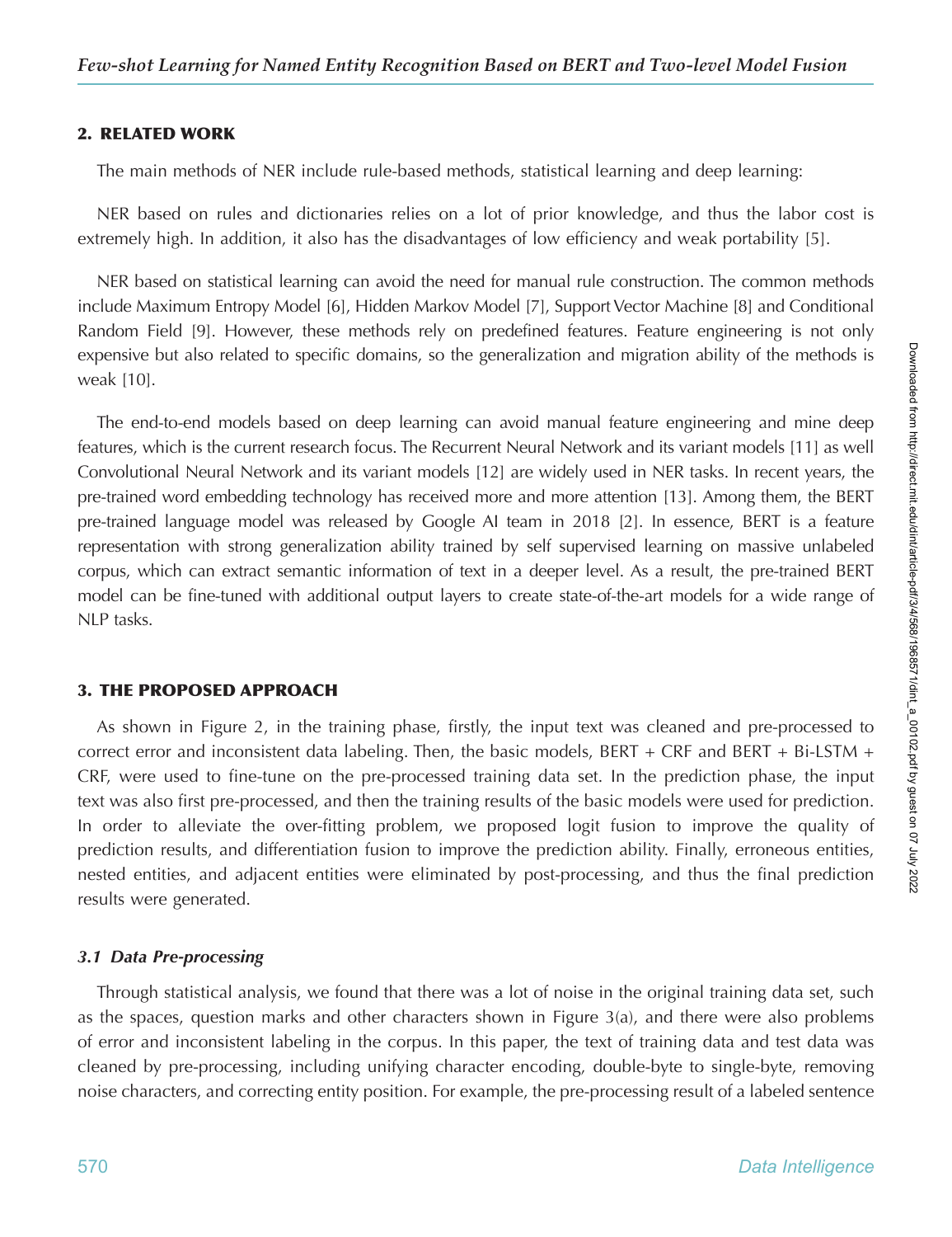## 2. RELATED WORK

The main methods of NER include rule-based methods, statistical learning and deep learning:

NER based on rules and dictionaries relies on a lot of prior knowledge, and thus the labor cost is extremely high. In addition, it also has the disadvantages of low efficiency and weak portability [5].

NER based on statistical learning can avoid the need for manual rule construction. The common methods include Maximum Entropy Model [6], Hidden Markov Model [7], Support Vector Machine [8] and Conditional Random Field [9]. However, these methods rely on predefined features. Feature engineering is not only expensive but also related to specific domains, so the generalization and migration ability of the methods is weak [10].

The end-to-end models based on deep learning can avoid manual feature engineering and mine deep features, which is the current research focus. The Recurrent Neural Network and its variant models [11] as well Convolutional Neural Network and its variant models [12] are widely used in NER tasks. In recent years, the pre-trained word embedding technology has received more and more attention [13]. Among them, the BERT pre-trained language model was released by Google AI team in 2018 [2]. In essence, BERT is a feature representation with strong generalization ability trained by self supervised learning on massive unlabeled corpus, which can extract semantic information of text in a deeper level. As a result, the pre-trained BERT model can be fine-tuned with additional output layers to create state-of-the-art models for a wide range of NLP tasks.

## 3. THE PROPOSED APPROACH

As shown in Figure 2, in the training phase, firstly, the input text was cleaned and pre-processed to correct error and inconsistent data labeling. Then, the basic models, BERT + CRF and BERT + Bi-LSTM + CRF, were used to fine-tune on the pre-processed training data set. In the prediction phase, the input text was also first pre-processed, and then the training results of the basic models were used for prediction. In order to alleviate the over-fitting problem, we proposed logit fusion to improve the quality of prediction results, and differentiation fusion to improve the prediction ability. Finally, erroneous entities, nested entities, and adjacent entities were eliminated by post-processing, and thus the final prediction results were generated.

### *3.1 Data Pre-processing*

Through statistical analysis, we found that there was a lot of noise in the original training data set, such as the spaces, question marks and other characters shown in Figure 3(a), and there were also problems of error and inconsistent labeling in the corpus. In this paper, the text of training data and test data was cleaned by pre-processing, including unifying character encoding, double-byte to single-byte, removing noise characters, and correcting entity position. For example, the pre-processing result of a labeled sentence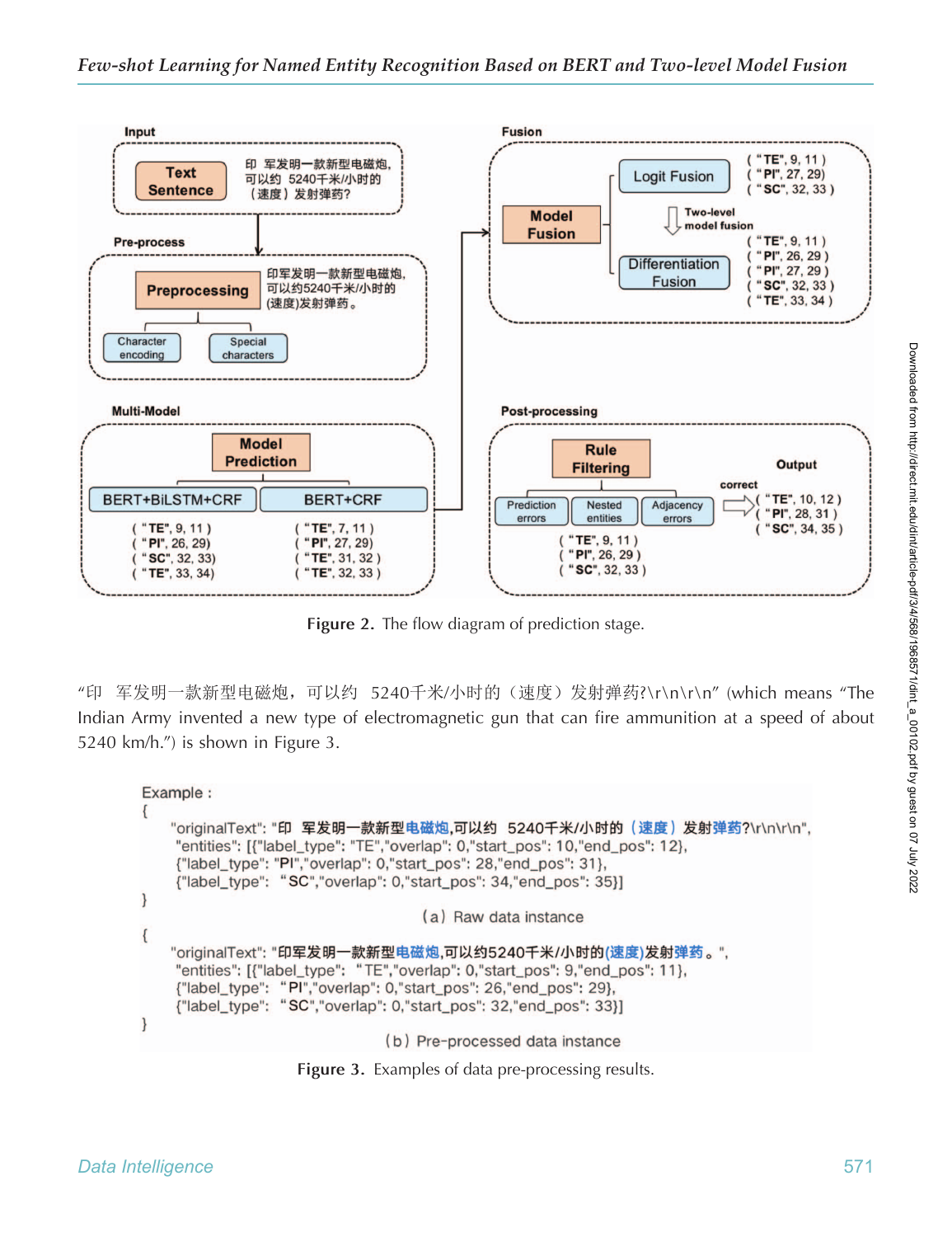Figure 2. The flow diagram of prediction stage.

"印 军发明一款新型电磁炮，可以约 5240千米/小时的（速度）发射弹药?\r\n\r\n" (which means "The Indian Army invented a new type of electromagnetic gun that can fire ammunition at a speed of about 5240 km/h.") is shown in Figure 3.

```
Example :
{
    "originalText": "印 军发明一款新型电磁炮,可以约 5240千米/小时的（速度）发射弹药?\r\n\r\n",
    "entities": [{"label_type": "TE","overlap": 0,"start_pos": 10,"end_pos": 12},
    {"label_type": "PI","overlap": 0,"start_pos": 28,"end_pos": 31},
    {"label_type": "SC","overlap": 0,"start_pos": 34,"end_pos": 35}]
}
                    (a) Raw data instance
{
    "originalText": "印军发明一款新型电磁炮,可以约5240千米/小时的(速度)发射弹药。",
    "entities": [{"label_type": "TE","overlap": 0,"start_pos": 9,"end_pos": 11},
    {"label_type": "PI","overlap": 0,"start_pos": 26,"end_pos": 29},
    {"label_type": "SC","overlap": 0,"start_pos": 32,"end_pos": 33}]
}
                    (b) Pre-processed data instance
```

Figure 3. Examples of data pre-processing results.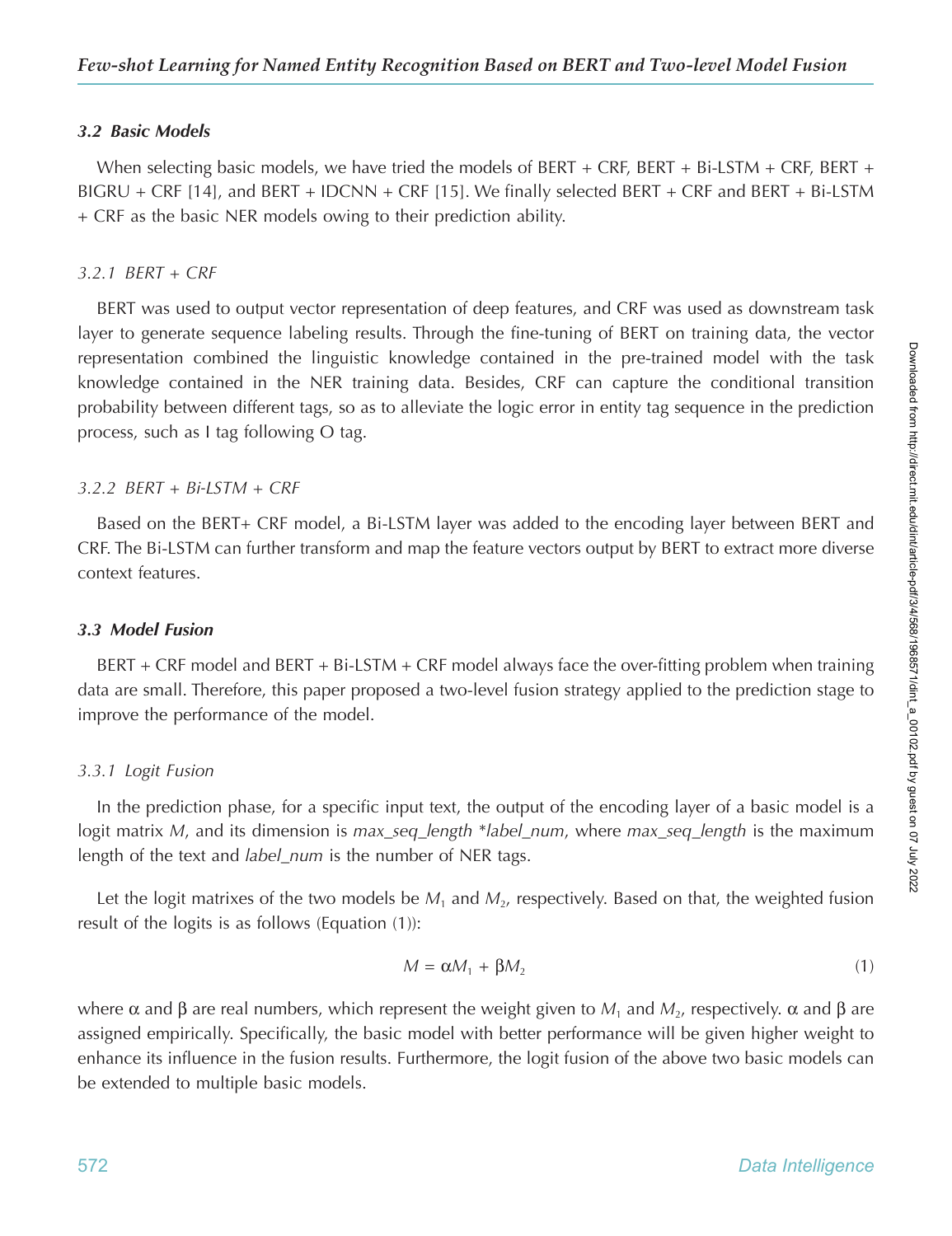### 3.2 Basic Models

When selecting basic models, we have tried the models of BERT + CRF, BERT + Bi-LSTM + CRF, BERT + BIGRU + CRF [14], and BERT + IDCNN + CRF [15]. We finally selected BERT + CRF and BERT + Bi-LSTM + CRF as the basic NER models owing to their prediction ability.

#### 3.2.1 BERT + CRF

BERT was used to output vector representation of deep features, and CRF was used as downstream task layer to generate sequence labeling results. Through the fine-tuning of BERT on training data, the vector representation combined the linguistic knowledge contained in the pre-trained model with the task knowledge contained in the NER training data. Besides, CRF can capture the conditional transition probability between different tags, so as to alleviate the logic error in entity tag sequence in the prediction process, such as I tag following O tag.

#### 3.2.2 BERT + Bi-LSTM + CRF

Based on the BERT+ CRF model, a Bi-LSTM layer was added to the encoding layer between BERT and CRF. The Bi-LSTM can further transform and map the feature vectors output by BERT to extract more diverse context features.

### 3.3 Model Fusion

BERT + CRF model and BERT + Bi-LSTM + CRF model always face the over-fitting problem when training data are small. Therefore, this paper proposed a two-level fusion strategy applied to the prediction stage to improve the performance of the model.

#### 3.3.1 Logit Fusion

In the prediction phase, for a specific input text, the output of the encoding layer of a basic model is a logit matrix $M$, and its dimension is *max_seq_length \*label_num*, where *max_seq_length* is the maximum length of the text and *label_num* is the number of NER tags.

Let the logit matrixes of the two models be $M_1$ and $M_2$, respectively. Based on that, the weighted fusion result of the logits is as follows (Equation (1)):

$$M = \alpha M_1 + \beta M_2 \tag{1}$$

where $\alpha$ and $\beta$ are real numbers, which represent the weight given to $M_1$ and $M_2$, respectively. $\alpha$ and $\beta$ are assigned empirically. Specifically, the basic model with better performance will be given higher weight to enhance its influence in the fusion results. Furthermore, the logit fusion of the above two basic models can be extended to multiple basic models.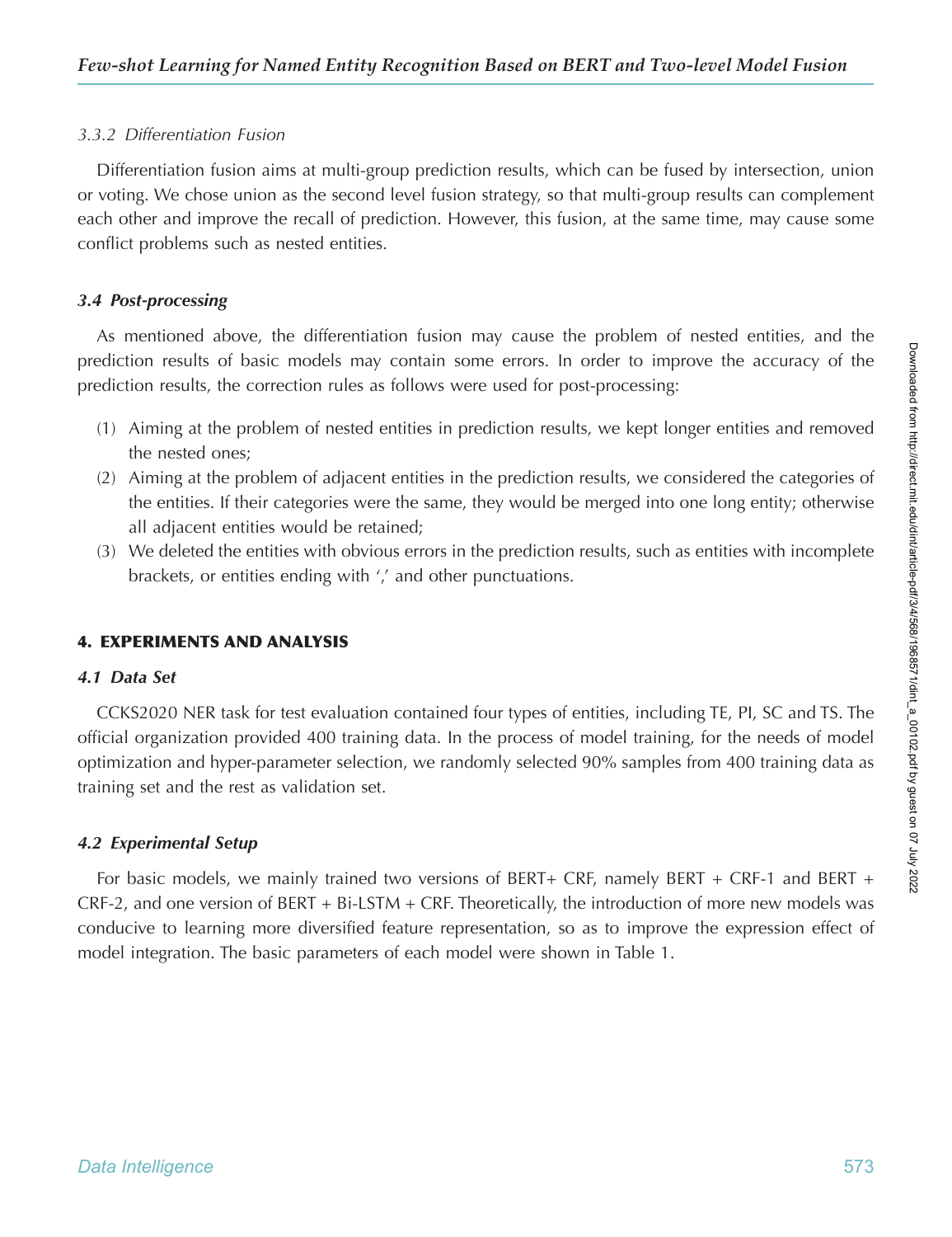#### 3.3.2 Differentiation Fusion

Differentiation fusion aims at multi-group prediction results, which can be fused by intersection, union or voting. We chose union as the second level fusion strategy, so that multi-group results can complement each other and improve the recall of prediction. However, this fusion, at the same time, may cause some conflict problems such as nested entities.

### 3.4 Post-processing

As mentioned above, the differentiation fusion may cause the problem of nested entities, and the prediction results of basic models may contain some errors. In order to improve the accuracy of the prediction results, the correction rules as follows were used for post-processing:

(1) Aiming at the problem of nested entities in prediction results, we kept longer entities and removed the nested ones;

(2) Aiming at the problem of adjacent entities in the prediction results, we considered the categories of the entities. If their categories were the same, they would be merged into one long entity; otherwise all adjacent entities would be retained;

(3) We deleted the entities with obvious errors in the prediction results, such as entities with incomplete brackets, or entities ending with ',' and other punctuations.

## 4. EXPERIMENTS AND ANALYSIS

### 4.1 Data Set

CCKS2020 NER task for test evaluation contained four types of entities, including TE, PI, SC and TS. The official organization provided 400 training data. In the process of model training, for the needs of model optimization and hyper-parameter selection, we randomly selected 90% samples from 400 training data as training set and the rest as validation set.

### 4.2 Experimental Setup

For basic models, we mainly trained two versions of BERT+ CRF, namely BERT + CRF-1 and BERT + CRF-2, and one version of BERT + Bi-LSTM + CRF. Theoretically, the introduction of more new models was conducive to learning more diversified feature representation, so as to improve the expression effect of model integration. The basic parameters of each model were shown in Table 1.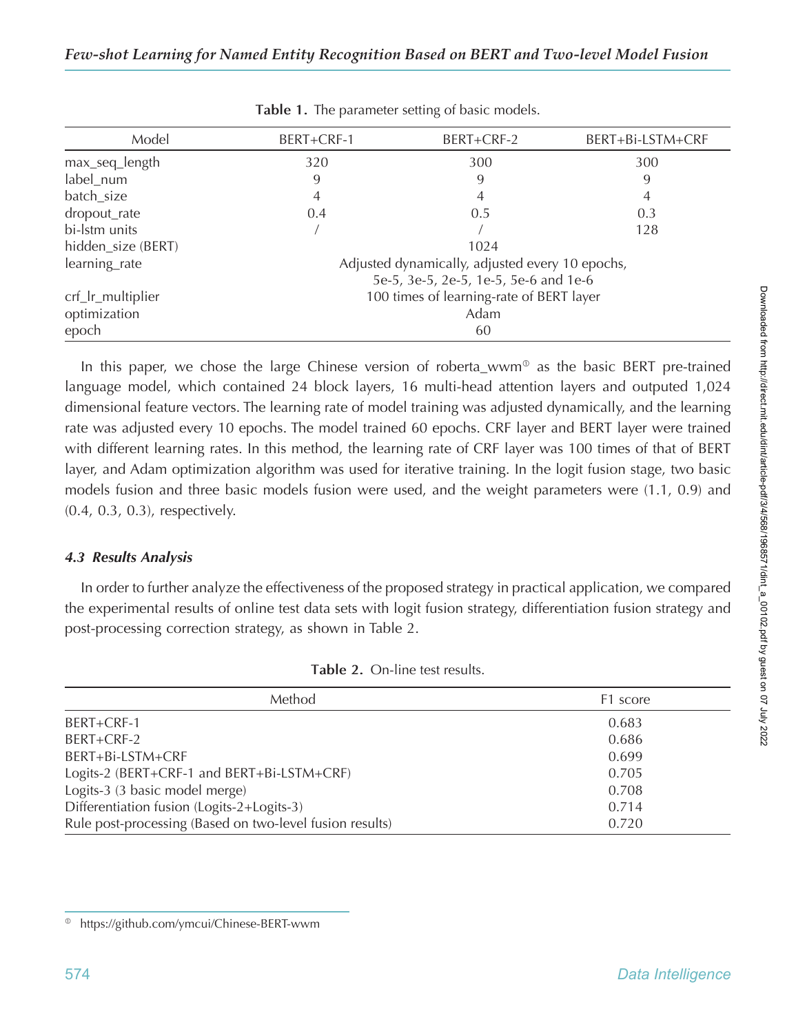**Table 1.** The parameter setting of basic models.

| Model | BERT+CRF-1 | BERT+CRF-2 | BERT+Bi-LSTM+CRF |
|---|---|---|---|
| max_seq_length | 320 | 300 | 300 |
| label_num | 9 | 9 | 9 |
| batch_size | 4 | 4 | 4 |
| dropout_rate | 0.4 | 0.5 | 0.3 |
| bi-lstm units | / | / | 128 |
| hidden_size (BERT) | 1024 | | |
| learning_rate | Adjusted dynamically, adjusted every 10 epochs, 5e-5, 3e-5, 2e-5, 1e-5, 5e-6 and 1e-6 | | |
| crf_lr_multiplier | 100 times of learning-rate of BERT layer | | |
| optimization | Adam | | |
| epoch | 60 | | |

In this paper, we chose the large Chinese version of roberta_wwm[①] as the basic BERT pre-trained language model, which contained 24 block layers, 16 multi-head attention layers and outputed 1,024 dimensional feature vectors. The learning rate of model training was adjusted dynamically, and the learning rate was adjusted every 10 epochs. The model trained 60 epochs. CRF layer and BERT layer were trained with different learning rates. In this method, the learning rate of CRF layer was 100 times of that of BERT layer, and Adam optimization algorithm was used for iterative training. In the logit fusion stage, two basic models fusion and three basic models fusion were used, and the weight parameters were (1.1, 0.9) and (0.4, 0.3, 0.3), respectively.

### *4.3 Results Analysis*

In order to further analyze the effectiveness of the proposed strategy in practical application, we compared the experimental results of online test data sets with logit fusion strategy, differentiation fusion strategy and post-processing correction strategy, as shown in Table 2.

**Table 2.** On-line test results.

| Method | F1 score |
|---|---|
| BERT+CRF-1 | 0.683 |
| BERT+CRF-2 | 0.686 |
| BERT+Bi-LSTM+CRF | 0.699 |
| Logits-2 (BERT+CRF-1 and BERT+Bi-LSTM+CRF) | 0.705 |
| Logits-3 (3 basic model merge) | 0.708 |
| Differentiation fusion (Logits-2+Logits-3) | 0.714 |
| Rule post-processing (Based on two-level fusion results) | 0.720 |

[①] https://github.com/ymcui/Chinese-BERT-wwm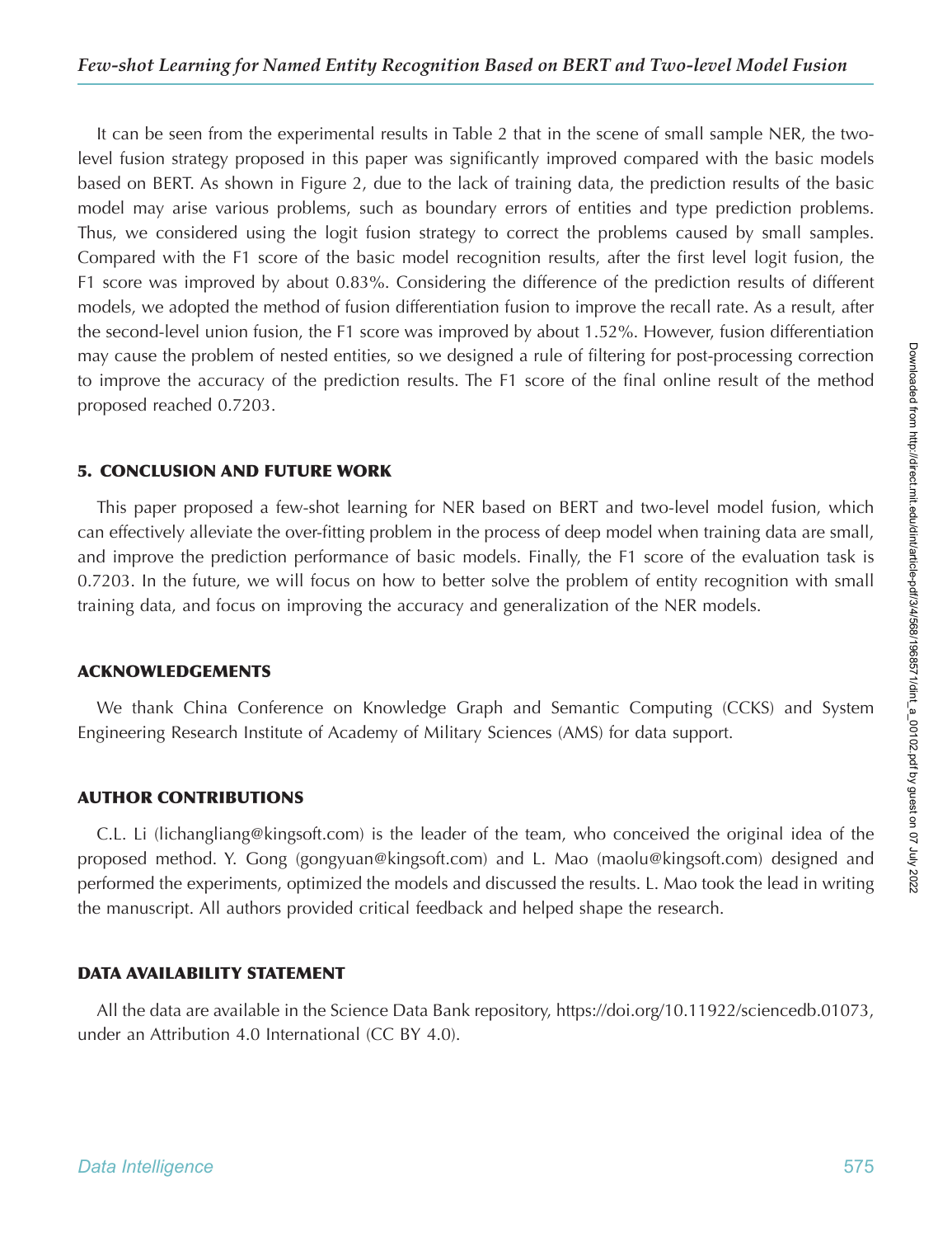It can be seen from the experimental results in Table 2 that in the scene of small sample NER, the two-level fusion strategy proposed in this paper was significantly improved compared with the basic models based on BERT. As shown in Figure 2, due to the lack of training data, the prediction results of the basic model may arise various problems, such as boundary errors of entities and type prediction problems. Thus, we considered using the logit fusion strategy to correct the problems caused by small samples. Compared with the F1 score of the basic model recognition results, after the first level logit fusion, the F1 score was improved by about 0.83%. Considering the difference of the prediction results of different models, we adopted the method of fusion differentiation fusion to improve the recall rate. As a result, after the second-level union fusion, the F1 score was improved by about 1.52%. However, fusion differentiation may cause the problem of nested entities, so we designed a rule of filtering for post-processing correction to improve the accuracy of the prediction results. The F1 score of the final online result of the method proposed reached 0.7203.

## 5. CONCLUSION AND FUTURE WORK

This paper proposed a few-shot learning for NER based on BERT and two-level model fusion, which can effectively alleviate the over-fitting problem in the process of deep model when training data are small, and improve the prediction performance of basic models. Finally, the F1 score of the evaluation task is 0.7203. In the future, we will focus on how to better solve the problem of entity recognition with small training data, and focus on improving the accuracy and generalization of the NER models.

## ACKNOWLEDGEMENTS

We thank China Conference on Knowledge Graph and Semantic Computing (CCKS) and System Engineering Research Institute of Academy of Military Sciences (AMS) for data support.

## AUTHOR CONTRIBUTIONS

C.L. Li (lichangliang@kingsoft.com) is the leader of the team, who conceived the original idea of the proposed method. Y. Gong (gongyuan@kingsoft.com) and L. Mao (maolu@kingsoft.com) designed and performed the experiments, optimized the models and discussed the results. L. Mao took the lead in writing the manuscript. All authors provided critical feedback and helped shape the research.

## DATA AVAILABILITY STATEMENT

All the data are available in the Science Data Bank repository, https://doi.org/10.11922/sciencedb.01073, under an Attribution 4.0 International (CC BY 4.0).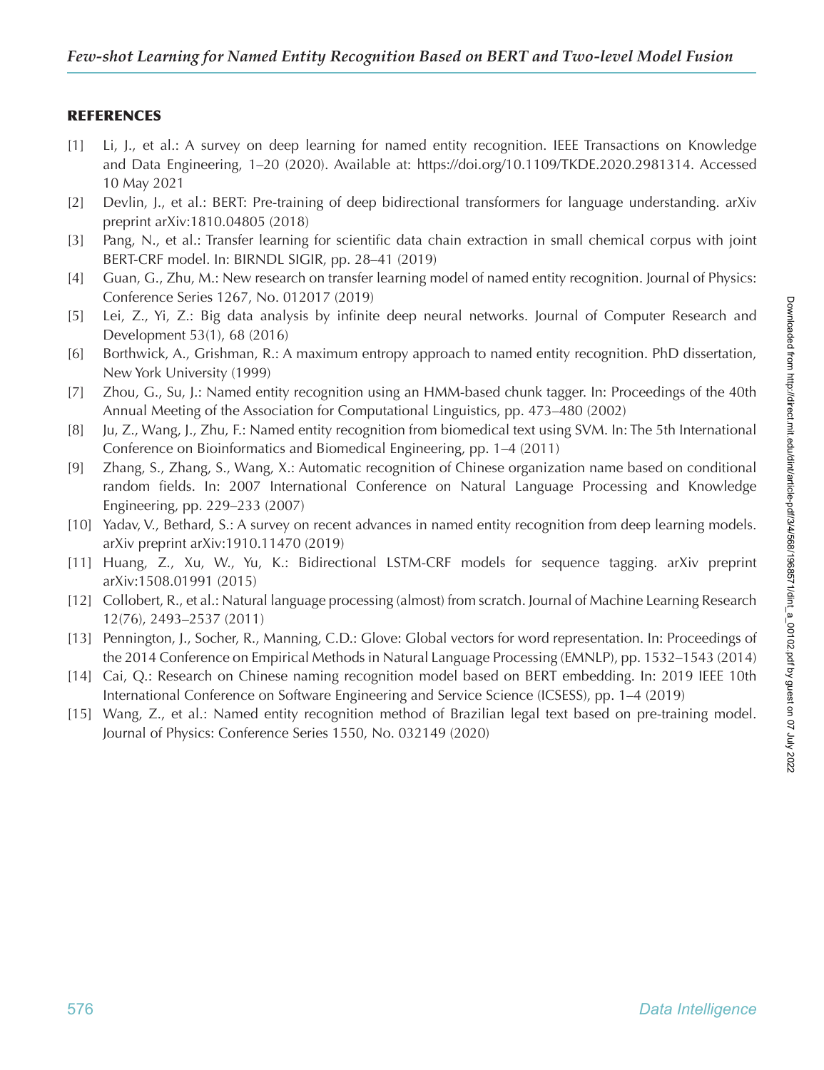## REFERENCES

[1] Li, J., et al.: A survey on deep learning for named entity recognition. IEEE Transactions on Knowledge and Data Engineering, 1–20 (2020). Available at: https://doi.org/10.1109/TKDE.2020.2981314. Accessed 10 May 2021

[2] Devlin, J., et al.: BERT: Pre-training of deep bidirectional transformers for language understanding. arXiv preprint arXiv:1810.04805 (2018)

[3] Pang, N., et al.: Transfer learning for scientific data chain extraction in small chemical corpus with joint BERT-CRF model. In: BIRNDL SIGIR, pp. 28–41 (2019)

[4] Guan, G., Zhu, M.: New research on transfer learning model of named entity recognition. Journal of Physics: Conference Series 1267, No. 012017 (2019)

[5] Lei, Z., Yi, Z.: Big data analysis by infinite deep neural networks. Journal of Computer Research and Development 53(1), 68 (2016)

[6] Borthwick, A., Grishman, R.: A maximum entropy approach to named entity recognition. PhD dissertation, New York University (1999)

[7] Zhou, G., Su, J.: Named entity recognition using an HMM-based chunk tagger. In: Proceedings of the 40th Annual Meeting of the Association for Computational Linguistics, pp. 473–480 (2002)

[8] Ju, Z., Wang, J., Zhu, F.: Named entity recognition from biomedical text using SVM. In: The 5th International Conference on Bioinformatics and Biomedical Engineering, pp. 1–4 (2011)

[9] Zhang, S., Zhang, S., Wang, X.: Automatic recognition of Chinese organization name based on conditional random fields. In: 2007 International Conference on Natural Language Processing and Knowledge Engineering, pp. 229–233 (2007)

[10] Yadav, V., Bethard, S.: A survey on recent advances in named entity recognition from deep learning models. arXiv preprint arXiv:1910.11470 (2019)

[11] Huang, Z., Xu, W., Yu, K.: Bidirectional LSTM-CRF models for sequence tagging. arXiv preprint arXiv:1508.01991 (2015)

[12] Collobert, R., et al.: Natural language processing (almost) from scratch. Journal of Machine Learning Research 12(76), 2493–2537 (2011)

[13] Pennington, J., Socher, R., Manning, C.D.: Glove: Global vectors for word representation. In: Proceedings of the 2014 Conference on Empirical Methods in Natural Language Processing (EMNLP), pp. 1532–1543 (2014)

[14] Cai, Q.: Research on Chinese naming recognition model based on BERT embedding. In: 2019 IEEE 10th International Conference on Software Engineering and Service Science (ICSESS), pp. 1–4 (2019)

[15] Wang, Z., et al.: Named entity recognition method of Brazilian legal text based on pre-training model. Journal of Physics: Conference Series 1550, No. 032149 (2020)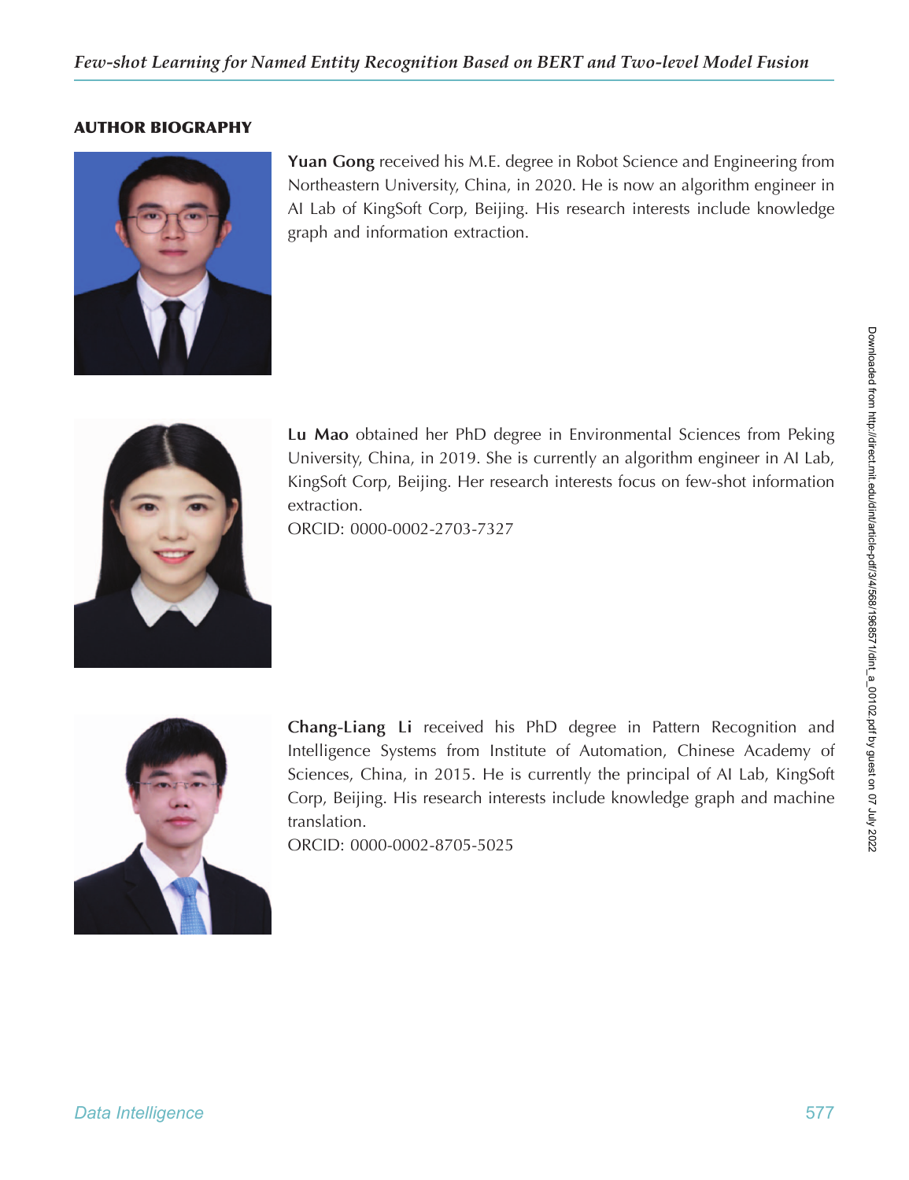## AUTHOR BIOGRAPHY

**Yuan Gong** received his M.E. degree in Robot Science and Engineering from Northeastern University, China, in 2020. He is now an algorithm engineer in AI Lab of KingSoft Corp, Beijing. His research interests include knowledge graph and information extraction.

**Lu Mao** obtained her PhD degree in Environmental Sciences from Peking University, China, in 2019. She is currently an algorithm engineer in AI Lab, KingSoft Corp, Beijing. Her research interests focus on few-shot information extraction.
ORCID: 0000-0002-2703-7327

**Chang-Liang Li** received his PhD degree in Pattern Recognition and Intelligence Systems from Institute of Automation, Chinese Academy of Sciences, China, in 2015. He is currently the principal of AI Lab, KingSoft Corp, Beijing. His research interests include knowledge graph and machine translation.
ORCID: 0000-0002-8705-5025